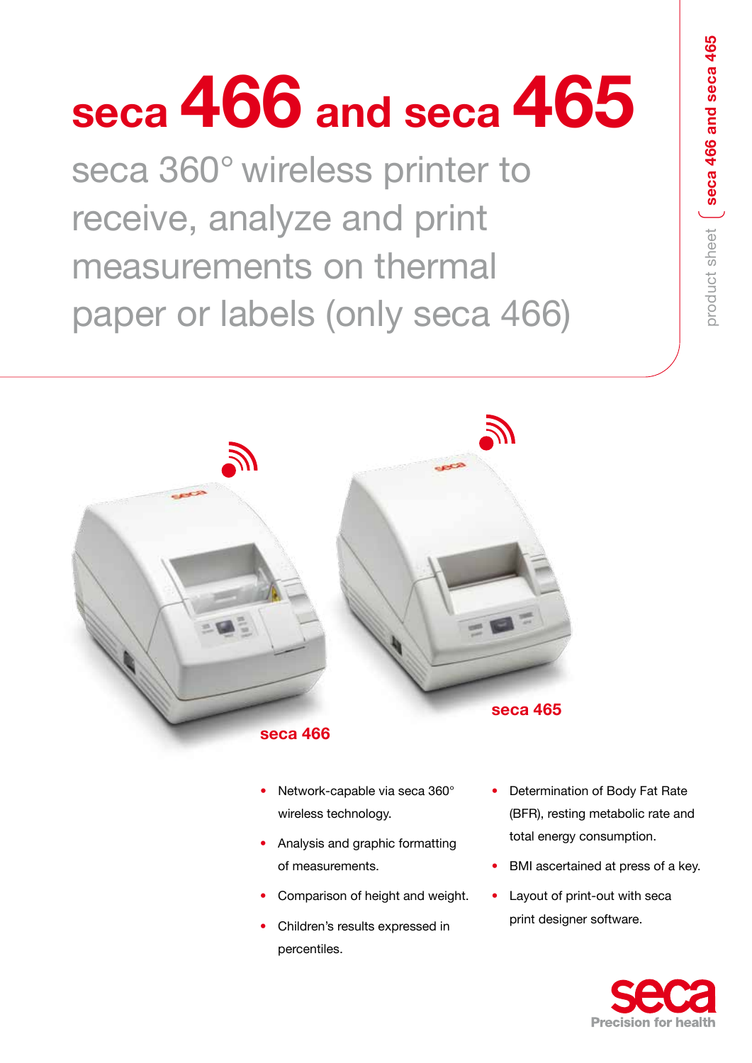# seca 466 and seca 465

## seca 360° wireless printer to receive, analyze and print measurements on thermal paper or labels (only seca 466)

product sheet | seca 466 and seca 465

seca 466

seca 465

- Network-capable via seca 360° wireless technology.
- Analysis and graphic formatting of measurements.
- Comparison of height and weight.
- Children's results expressed in percentiles.
- Determination of Body Fat Rate (BFR), resting metabolic rate and total energy consumption.
- BMI ascertained at press of a key.
- Layout of print-out with seca print designer software.

seca
Precision for health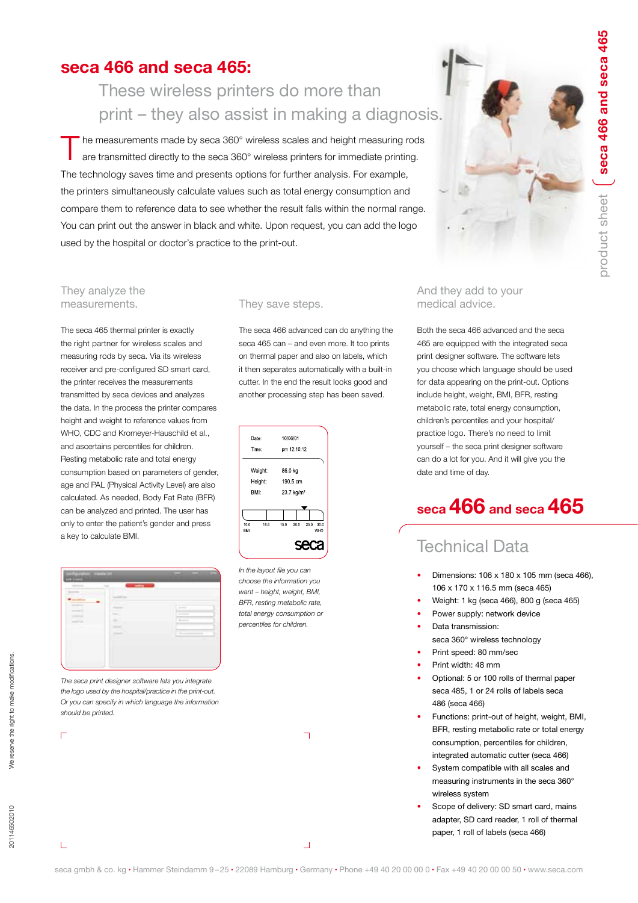# seca 466 and seca 465:

These wireless printers do more than print – they also assist in making a diagnosis.

The measurements made by seca 360° wireless scales and height measuring rods are transmitted directly to the seca 360° wireless printers for immediate printing. The technology saves time and presents options for further analysis. For example, the printers simultaneously calculate values such as total energy consumption and compare them to reference data to see whether the result falls within the normal range. You can print out the answer in black and white. Upon request, you can add the logo used by the hospital or doctor's practice to the print-out.

## They analyze the measurements.

The seca 465 thermal printer is exactly the right partner for wireless scales and measuring rods by seca. Via its wireless receiver and pre-configured SD smart card, the printer receives the measurements transmitted by seca devices and analyzes the data. In the process the printer compares height and weight to reference values from WHO, CDC and Kromeyer-Hauschild et al., and ascertains percentiles for children. Resting metabolic rate and total energy consumption based on parameters of gender, age and PAL (Physical Activity Level) are also calculated. As needed, Body Fat Rate (BFR) can be analyzed and printed. The user has only to enter the patient's gender and press a key to calculate BMI.

*The seca print designer software lets you integrate the logo used by the hospital/practice in the print-out. Or you can specify in which language the information should be printed.*

## They save steps.

The seca 466 advanced can do anything the seca 465 can – and even more. It too prints on thermal paper and also on labels, which it then separates automatically with a built-in cutter. In the end the result looks good and another processing step has been saved.

Date: 10/06/01
Time: pm 12:10:12
Weight: 86.0 kg
Height: 190.5 cm
BMI: 23.7 kg/m²
10.0 BMI 18.5 15.0 20.0 25.0 30.0 WHO
seca

*In the layout file you can choose the information you want – height, weight, BMI, BFR, resting metabolic rate, total energy consumption or percentiles for children.*

## And they add to your medical advice.

Both the seca 466 advanced and the seca 465 are equipped with the integrated seca print designer software. The software lets you choose which language should be used for data appearing on the print-out. Options include height, weight, BMI, BFR, resting metabolic rate, total energy consumption, children's percentiles and your hospital/ practice logo. There's no need to limit yourself – the seca print designer software can do a lot for you. And it will give you the date and time of day.

## seca 466 and seca 465

### Technical Data

- Dimensions: 106 x 180 x 105 mm (seca 466), 106 x 170 x 116.5 mm (seca 465)
- Weight: 1 kg (seca 466), 800 g (seca 465)
- Power supply: network device
- Data transmission: seca 360° wireless technology
- Print speed: 80 mm/sec
- Print width: 48 mm
- Optional: 5 or 100 rolls of thermal paper seca 485, 1 or 24 rolls of labels seca 486 (seca 466)
- Functions: print-out of height, weight, BMI, BFR, resting metabolic rate or total energy consumption, percentiles for children, integrated automatic cutter (seca 466)
- System compatible with all scales and measuring instruments in the seca 360° wireless system
- Scope of delivery: SD smart card, mains adapter, SD card reader, 1 roll of thermal paper, 1 roll of labels (seca 466)

We reserve the right to make modifications.

201146502010

seca gmbh & co. kg • Hammer Steindamm 9–25 • 22089 Hamburg • Germany • Phone +49 40 20 00 00 0 • Fax +49 40 20 00 00 50 • www.seca.com